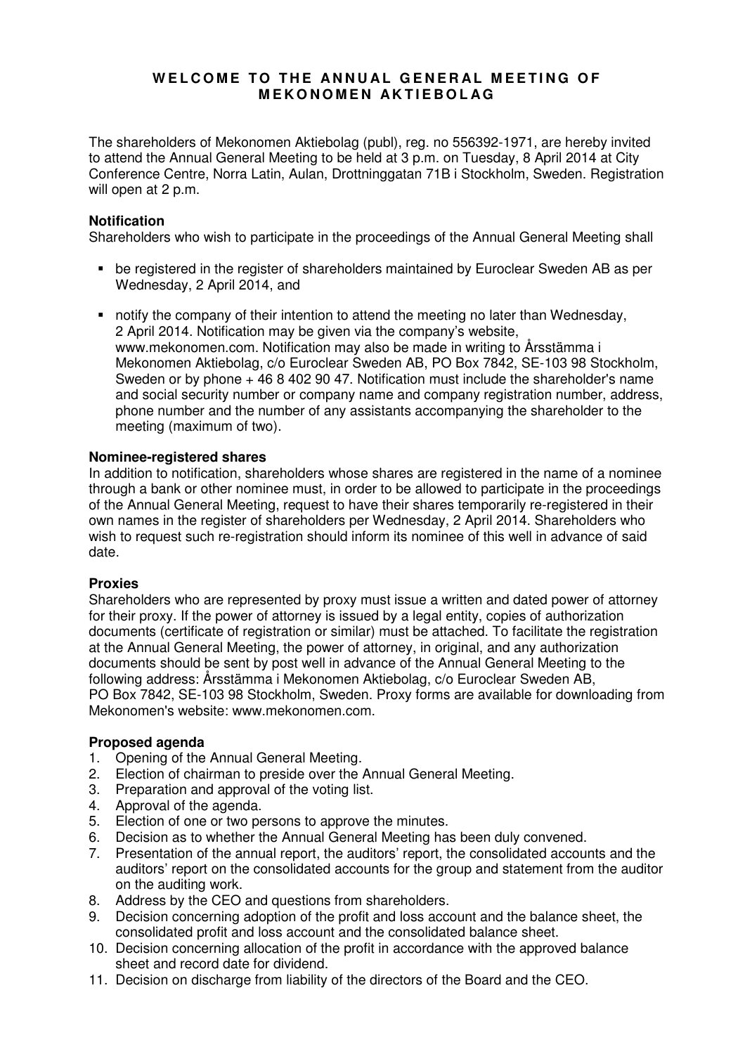# WELCOME TO THE ANNUAL GENERAL MEETING OF MEKONOMEN AKTIEBOLAG

The shareholders of Mekonomen Aktiebolag (publ), reg. no 556392-1971, are hereby invited to attend the Annual General Meeting to be held at 3 p.m. on Tuesday, 8 April 2014 at City Conference Centre, Norra Latin, Aulan, Drottninggatan 71B i Stockholm, Sweden. Registration will open at 2 p.m.

**Notification**

Shareholders who wish to participate in the proceedings of the Annual General Meeting shall

- be registered in the register of shareholders maintained by Euroclear Sweden AB as per Wednesday, 2 April 2014, and
- notify the company of their intention to attend the meeting no later than Wednesday, 2 April 2014. Notification may be given via the company's website, www.mekonomen.com. Notification may also be made in writing to Årsstämma i Mekonomen Aktiebolag, c/o Euroclear Sweden AB, PO Box 7842, SE-103 98 Stockholm, Sweden or by phone + 46 8 402 90 47. Notification must include the shareholder's name and social security number or company name and company registration number, address, phone number and the number of any assistants accompanying the shareholder to the meeting (maximum of two).

**Nominee-registered shares**

In addition to notification, shareholders whose shares are registered in the name of a nominee through a bank or other nominee must, in order to be allowed to participate in the proceedings of the Annual General Meeting, request to have their shares temporarily re-registered in their own names in the register of shareholders per Wednesday, 2 April 2014. Shareholders who wish to request such re-registration should inform its nominee of this well in advance of said date.

**Proxies**

Shareholders who are represented by proxy must issue a written and dated power of attorney for their proxy. If the power of attorney is issued by a legal entity, copies of authorization documents (certificate of registration or similar) must be attached. To facilitate the registration at the Annual General Meeting, the power of attorney, in original, and any authorization documents should be sent by post well in advance of the Annual General Meeting to the following address: Årsstämma i Mekonomen Aktiebolag, c/o Euroclear Sweden AB, PO Box 7842, SE-103 98 Stockholm, Sweden. Proxy forms are available for downloading from Mekonomen's website: www.mekonomen.com.

**Proposed agenda**

1. Opening of the Annual General Meeting.
2. Election of chairman to preside over the Annual General Meeting.
3. Preparation and approval of the voting list.
4. Approval of the agenda.
5. Election of one or two persons to approve the minutes.
6. Decision as to whether the Annual General Meeting has been duly convened.
7. Presentation of the annual report, the auditors' report, the consolidated accounts and the auditors' report on the consolidated accounts for the group and statement from the auditor on the auditing work.
8. Address by the CEO and questions from shareholders.
9. Decision concerning adoption of the profit and loss account and the balance sheet, the consolidated profit and loss account and the consolidated balance sheet.
10. Decision concerning allocation of the profit in accordance with the approved balance sheet and record date for dividend.
11. Decision on discharge from liability of the directors of the Board and the CEO.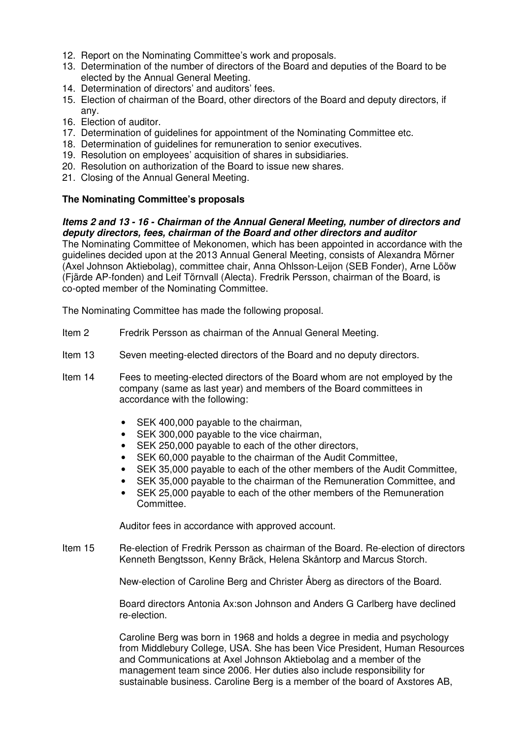12. Report on the Nominating Committee's work and proposals.
13. Determination of the number of directors of the Board and deputies of the Board to be elected by the Annual General Meeting.
14. Determination of directors' and auditors' fees.
15. Election of chairman of the Board, other directors of the Board and deputy directors, if any.
16. Election of auditor.
17. Determination of guidelines for appointment of the Nominating Committee etc.
18. Determination of guidelines for remuneration to senior executives.
19. Resolution on employees' acquisition of shares in subsidiaries.
20. Resolution on authorization of the Board to issue new shares.
21. Closing of the Annual General Meeting.

**The Nominating Committee's proposals**

***Items 2 and 13 - 16 - Chairman of the Annual General Meeting, number of directors and deputy directors, fees, chairman of the Board and other directors and auditor***

The Nominating Committee of Mekonomen, which has been appointed in accordance with the guidelines decided upon at the 2013 Annual General Meeting, consists of Alexandra Mörner (Axel Johnson Aktiebolag), committee chair, Anna Ohlsson-Leijon (SEB Fonder), Arne Lööw (Fjärde AP-fonden) and Leif Törnvall (Alecta). Fredrik Persson, chairman of the Board, is co-opted member of the Nominating Committee.

The Nominating Committee has made the following proposal.

Item 2 Fredrik Persson as chairman of the Annual General Meeting.

Item 13 Seven meeting-elected directors of the Board and no deputy directors.

Item 14 Fees to meeting-elected directors of the Board whom are not employed by the company (same as last year) and members of the Board committees in accordance with the following:

- SEK 400,000 payable to the chairman,
- SEK 300,000 payable to the vice chairman,
- SEK 250,000 payable to each of the other directors,
- SEK 60,000 payable to the chairman of the Audit Committee,
- SEK 35,000 payable to each of the other members of the Audit Committee,
- SEK 35,000 payable to the chairman of the Remuneration Committee, and
- SEK 25,000 payable to each of the other members of the Remuneration Committee.

Auditor fees in accordance with approved account.

Item 15 Re-election of Fredrik Persson as chairman of the Board. Re-election of directors Kenneth Bengtsson, Kenny Bräck, Helena Skåntorp and Marcus Storch.

New-election of Caroline Berg and Christer Åberg as directors of the Board.

Board directors Antonia Ax:son Johnson and Anders G Carlberg have declined re-election.

Caroline Berg was born in 1968 and holds a degree in media and psychology from Middlebury College, USA. She has been Vice President, Human Resources and Communications at Axel Johnson Aktiebolag and a member of the management team since 2006. Her duties also include responsibility for sustainable business. Caroline Berg is a member of the board of Axstores AB,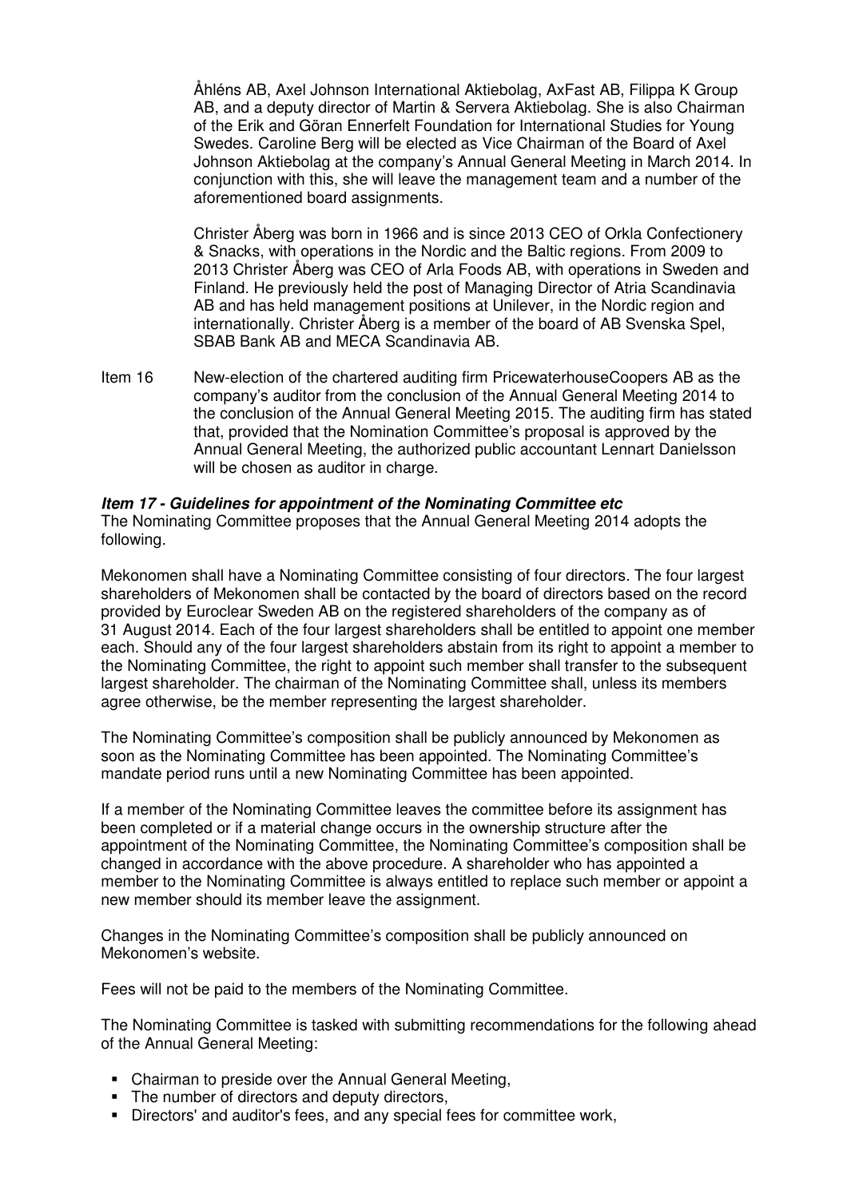Åhléns AB, Axel Johnson International Aktiebolag, AxFast AB, Filippa K Group AB, and a deputy director of Martin & Servera Aktiebolag. She is also Chairman of the Erik and Göran Ennerfelt Foundation for International Studies for Young Swedes. Caroline Berg will be elected as Vice Chairman of the Board of Axel Johnson Aktiebolag at the company's Annual General Meeting in March 2014. In conjunction with this, she will leave the management team and a number of the aforementioned board assignments.

Christer Åberg was born in 1966 and is since 2013 CEO of Orkla Confectionery & Snacks, with operations in the Nordic and the Baltic regions. From 2009 to 2013 Christer Åberg was CEO of Arla Foods AB, with operations in Sweden and Finland. He previously held the post of Managing Director of Atria Scandinavia AB and has held management positions at Unilever, in the Nordic region and internationally. Christer Åberg is a member of the board of AB Svenska Spel, SBAB Bank AB and MECA Scandinavia AB.

Item 16 New-election of the chartered auditing firm PricewaterhouseCoopers AB as the company's auditor from the conclusion of the Annual General Meeting 2014 to the conclusion of the Annual General Meeting 2015. The auditing firm has stated that, provided that the Nomination Committee's proposal is approved by the Annual General Meeting, the authorized public accountant Lennart Danielsson will be chosen as auditor in charge.

***Item 17 - Guidelines for appointment of the Nominating Committee etc***

The Nominating Committee proposes that the Annual General Meeting 2014 adopts the following.

Mekonomen shall have a Nominating Committee consisting of four directors. The four largest shareholders of Mekonomen shall be contacted by the board of directors based on the record provided by Euroclear Sweden AB on the registered shareholders of the company as of 31 August 2014. Each of the four largest shareholders shall be entitled to appoint one member each. Should any of the four largest shareholders abstain from its right to appoint a member to the Nominating Committee, the right to appoint such member shall transfer to the subsequent largest shareholder. The chairman of the Nominating Committee shall, unless its members agree otherwise, be the member representing the largest shareholder.

The Nominating Committee's composition shall be publicly announced by Mekonomen as soon as the Nominating Committee has been appointed. The Nominating Committee's mandate period runs until a new Nominating Committee has been appointed.

If a member of the Nominating Committee leaves the committee before its assignment has been completed or if a material change occurs in the ownership structure after the appointment of the Nominating Committee, the Nominating Committee's composition shall be changed in accordance with the above procedure. A shareholder who has appointed a member to the Nominating Committee is always entitled to replace such member or appoint a new member should its member leave the assignment.

Changes in the Nominating Committee's composition shall be publicly announced on Mekonomen's website.

Fees will not be paid to the members of the Nominating Committee.

The Nominating Committee is tasked with submitting recommendations for the following ahead of the Annual General Meeting:

- Chairman to preside over the Annual General Meeting,
- The number of directors and deputy directors,
- Directors' and auditor's fees, and any special fees for committee work,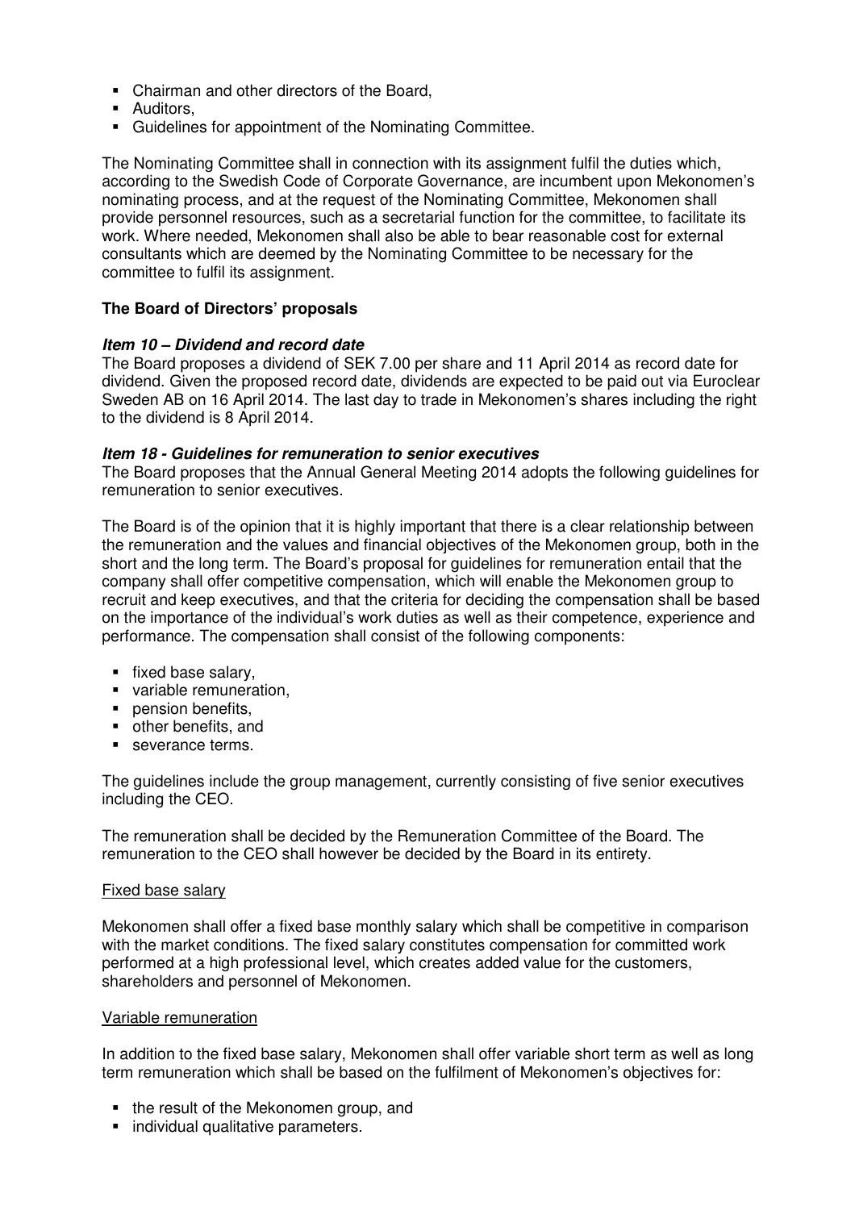- Chairman and other directors of the Board,
- Auditors,
- Guidelines for appointment of the Nominating Committee.

The Nominating Committee shall in connection with its assignment fulfil the duties which, according to the Swedish Code of Corporate Governance, are incumbent upon Mekonomen's nominating process, and at the request of the Nominating Committee, Mekonomen shall provide personnel resources, such as a secretarial function for the committee, to facilitate its work. Where needed, Mekonomen shall also be able to bear reasonable cost for external consultants which are deemed by the Nominating Committee to be necessary for the committee to fulfil its assignment.

**The Board of Directors' proposals**

***Item 10 – Dividend and record date***

The Board proposes a dividend of SEK 7.00 per share and 11 April 2014 as record date for dividend. Given the proposed record date, dividends are expected to be paid out via Euroclear Sweden AB on 16 April 2014. The last day to trade in Mekonomen's shares including the right to the dividend is 8 April 2014.

***Item 18 - Guidelines for remuneration to senior executives***

The Board proposes that the Annual General Meeting 2014 adopts the following guidelines for remuneration to senior executives.

The Board is of the opinion that it is highly important that there is a clear relationship between the remuneration and the values and financial objectives of the Mekonomen group, both in the short and the long term. The Board's proposal for guidelines for remuneration entail that the company shall offer competitive compensation, which will enable the Mekonomen group to recruit and keep executives, and that the criteria for deciding the compensation shall be based on the importance of the individual's work duties as well as their competence, experience and performance. The compensation shall consist of the following components:

- fixed base salary,
- variable remuneration,
- pension benefits,
- other benefits, and
- severance terms.

The guidelines include the group management, currently consisting of five senior executives including the CEO.

The remuneration shall be decided by the Remuneration Committee of the Board. The remuneration to the CEO shall however be decided by the Board in its entirety.

Fixed base salary

Mekonomen shall offer a fixed base monthly salary which shall be competitive in comparison with the market conditions. The fixed salary constitutes compensation for committed work performed at a high professional level, which creates added value for the customers, shareholders and personnel of Mekonomen.

Variable remuneration

In addition to the fixed base salary, Mekonomen shall offer variable short term as well as long term remuneration which shall be based on the fulfilment of Mekonomen's objectives for:

- the result of the Mekonomen group, and
- individual qualitative parameters.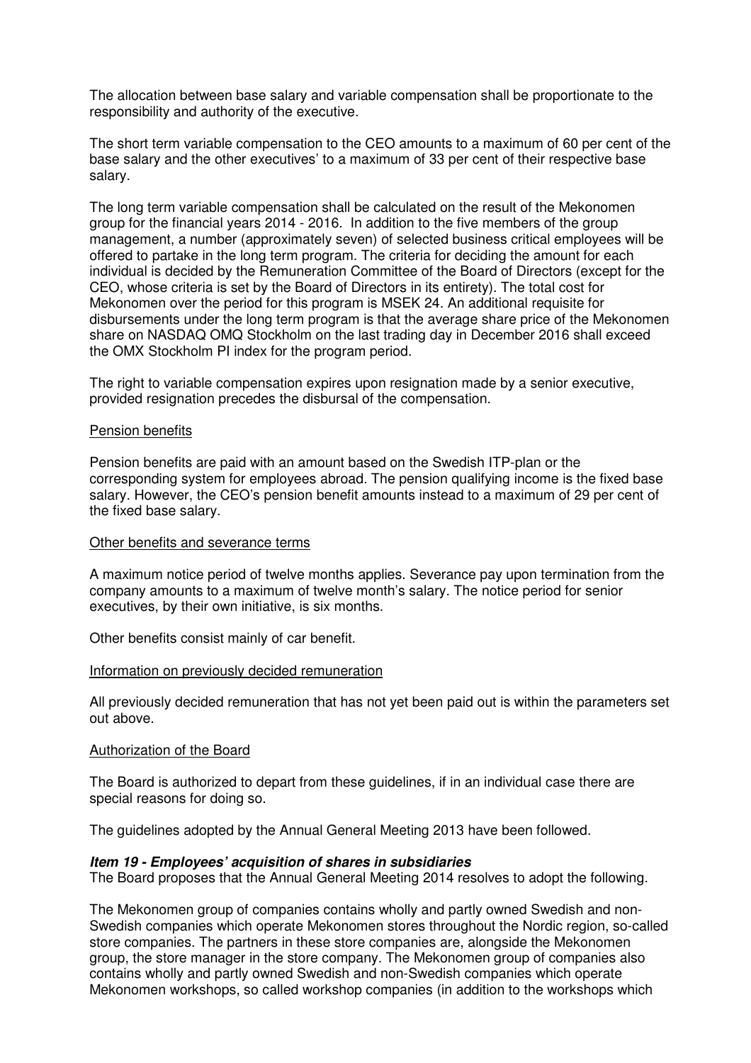The allocation between base salary and variable compensation shall be proportionate to the responsibility and authority of the executive.

The short term variable compensation to the CEO amounts to a maximum of 60 per cent of the base salary and the other executives' to a maximum of 33 per cent of their respective base salary.

The long term variable compensation shall be calculated on the result of the Mekonomen group for the financial years 2014 - 2016. In addition to the five members of the group management, a number (approximately seven) of selected business critical employees will be offered to partake in the long term program. The criteria for deciding the amount for each individual is decided by the Remuneration Committee of the Board of Directors (except for the CEO, whose criteria is set by the Board of Directors in its entirety). The total cost for Mekonomen over the period for this program is MSEK 24. An additional requisite for disbursements under the long term program is that the average share price of the Mekonomen share on NASDAQ OMQ Stockholm on the last trading day in December 2016 shall exceed the OMX Stockholm PI index for the program period.

The right to variable compensation expires upon resignation made by a senior executive, provided resignation precedes the disbursal of the compensation.

<u>Pension benefits</u>

Pension benefits are paid with an amount based on the Swedish ITP-plan or the corresponding system for employees abroad. The pension qualifying income is the fixed base salary. However, the CEO's pension benefit amounts instead to a maximum of 29 per cent of the fixed base salary.

<u>Other benefits and severance terms</u>

A maximum notice period of twelve months applies. Severance pay upon termination from the company amounts to a maximum of twelve month's salary. The notice period for senior executives, by their own initiative, is six months.

Other benefits consist mainly of car benefit.

<u>Information on previously decided remuneration</u>

All previously decided remuneration that has not yet been paid out is within the parameters set out above.

<u>Authorization of the Board</u>

The Board is authorized to depart from these guidelines, if in an individual case there are special reasons for doing so.

The guidelines adopted by the Annual General Meeting 2013 have been followed.

***Item 19 - Employees' acquisition of shares in subsidiaries***

The Board proposes that the Annual General Meeting 2014 resolves to adopt the following.

The Mekonomen group of companies contains wholly and partly owned Swedish and non-Swedish companies which operate Mekonomen stores throughout the Nordic region, so-called store companies. The partners in these store companies are, alongside the Mekonomen group, the store manager in the store company. The Mekonomen group of companies also contains wholly and partly owned Swedish and non-Swedish companies which operate Mekonomen workshops, so called workshop companies (in addition to the workshops which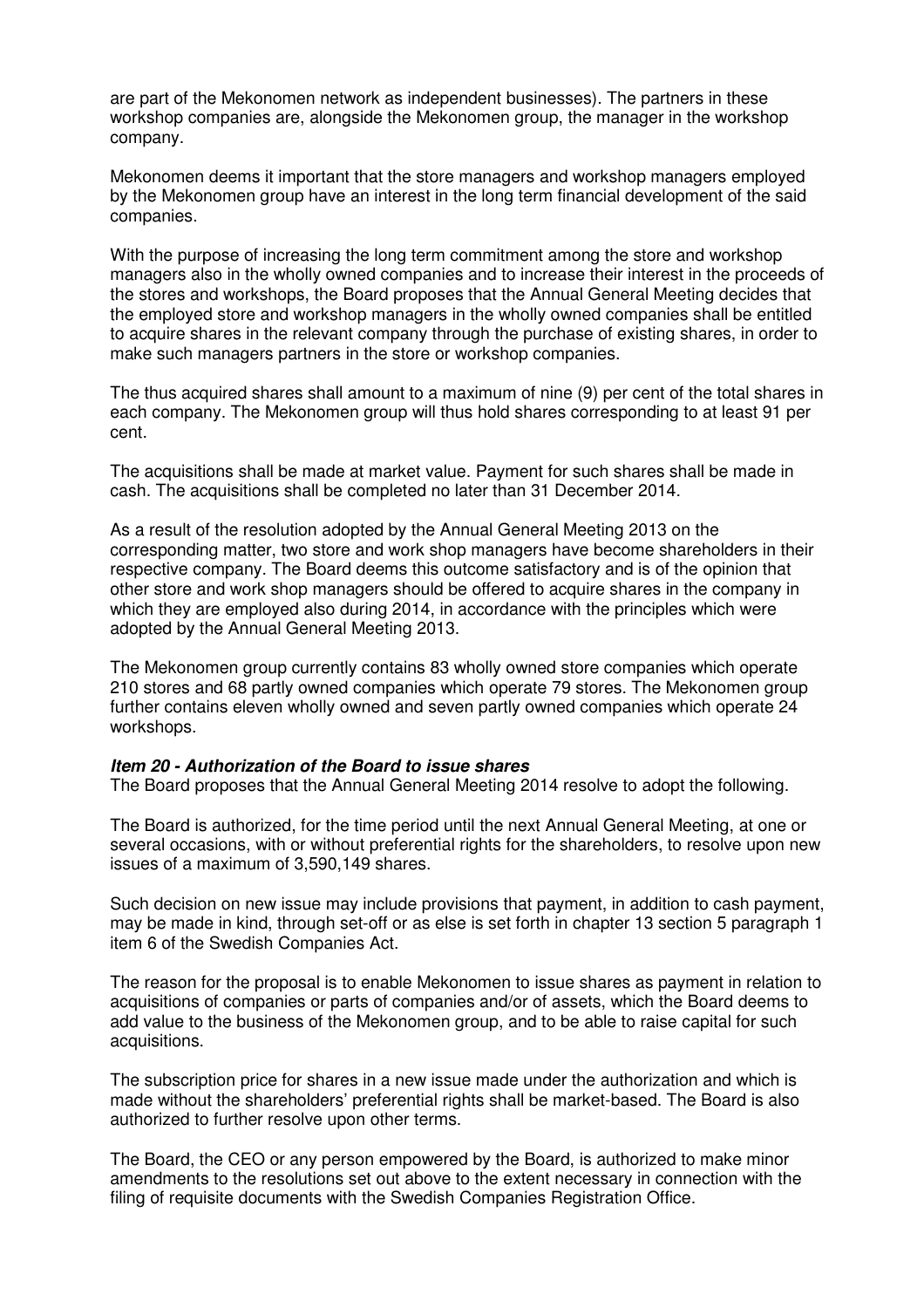are part of the Mekonomen network as independent businesses). The partners in these workshop companies are, alongside the Mekonomen group, the manager in the workshop company.

Mekonomen deems it important that the store managers and workshop managers employed by the Mekonomen group have an interest in the long term financial development of the said companies.

With the purpose of increasing the long term commitment among the store and workshop managers also in the wholly owned companies and to increase their interest in the proceeds of the stores and workshops, the Board proposes that the Annual General Meeting decides that the employed store and workshop managers in the wholly owned companies shall be entitled to acquire shares in the relevant company through the purchase of existing shares, in order to make such managers partners in the store or workshop companies.

The thus acquired shares shall amount to a maximum of nine (9) per cent of the total shares in each company. The Mekonomen group will thus hold shares corresponding to at least 91 per cent.

The acquisitions shall be made at market value. Payment for such shares shall be made in cash. The acquisitions shall be completed no later than 31 December 2014.

As a result of the resolution adopted by the Annual General Meeting 2013 on the corresponding matter, two store and work shop managers have become shareholders in their respective company. The Board deems this outcome satisfactory and is of the opinion that other store and work shop managers should be offered to acquire shares in the company in which they are employed also during 2014, in accordance with the principles which were adopted by the Annual General Meeting 2013.

The Mekonomen group currently contains 83 wholly owned store companies which operate 210 stores and 68 partly owned companies which operate 79 stores. The Mekonomen group further contains eleven wholly owned and seven partly owned companies which operate 24 workshops.

***Item 20 - Authorization of the Board to issue shares***

The Board proposes that the Annual General Meeting 2014 resolve to adopt the following.

The Board is authorized, for the time period until the next Annual General Meeting, at one or several occasions, with or without preferential rights for the shareholders, to resolve upon new issues of a maximum of 3,590,149 shares.

Such decision on new issue may include provisions that payment, in addition to cash payment, may be made in kind, through set-off or as else is set forth in chapter 13 section 5 paragraph 1 item 6 of the Swedish Companies Act.

The reason for the proposal is to enable Mekonomen to issue shares as payment in relation to acquisitions of companies or parts of companies and/or of assets, which the Board deems to add value to the business of the Mekonomen group, and to be able to raise capital for such acquisitions.

The subscription price for shares in a new issue made under the authorization and which is made without the shareholders' preferential rights shall be market-based. The Board is also authorized to further resolve upon other terms.

The Board, the CEO or any person empowered by the Board, is authorized to make minor amendments to the resolutions set out above to the extent necessary in connection with the filing of requisite documents with the Swedish Companies Registration Office.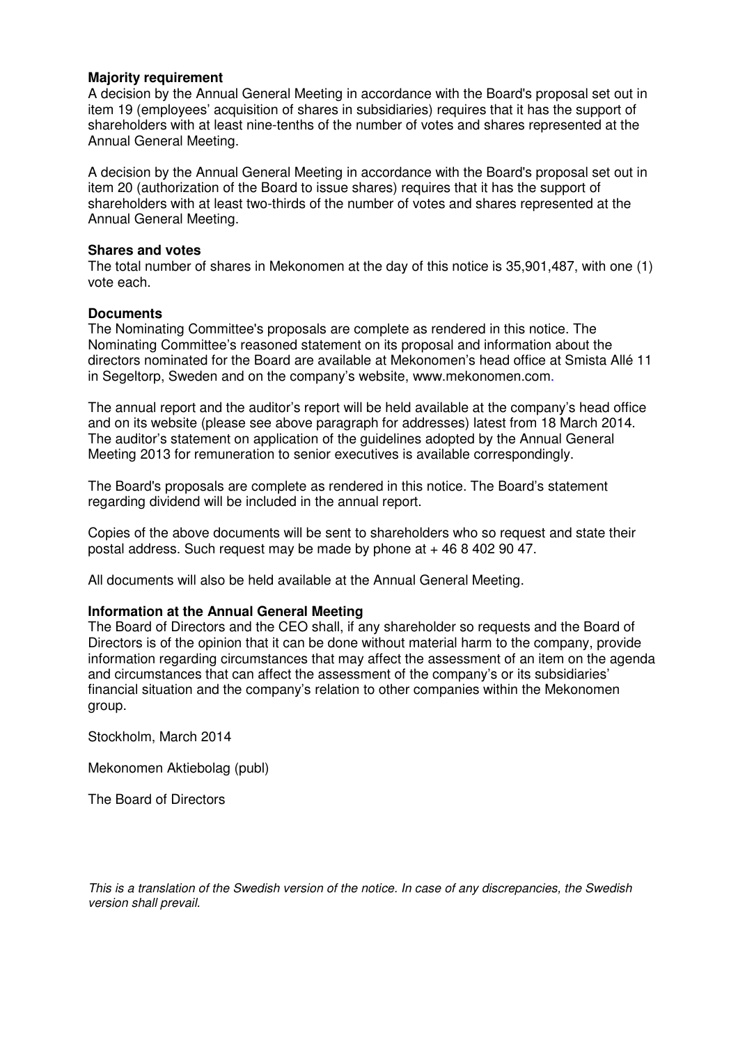**Majority requirement**

A decision by the Annual General Meeting in accordance with the Board's proposal set out in item 19 (employees' acquisition of shares in subsidiaries) requires that it has the support of shareholders with at least nine-tenths of the number of votes and shares represented at the Annual General Meeting.

A decision by the Annual General Meeting in accordance with the Board's proposal set out in item 20 (authorization of the Board to issue shares) requires that it has the support of shareholders with at least two-thirds of the number of votes and shares represented at the Annual General Meeting.

**Shares and votes**

The total number of shares in Mekonomen at the day of this notice is 35,901,487, with one (1) vote each.

**Documents**

The Nominating Committee's proposals are complete as rendered in this notice. The Nominating Committee's reasoned statement on its proposal and information about the directors nominated for the Board are available at Mekonomen's head office at Smista Allé 11 in Segeltorp, Sweden and on the company's website, www.mekonomen.com.

The annual report and the auditor's report will be held available at the company's head office and on its website (please see above paragraph for addresses) latest from 18 March 2014. The auditor's statement on application of the guidelines adopted by the Annual General Meeting 2013 for remuneration to senior executives is available correspondingly.

The Board's proposals are complete as rendered in this notice. The Board's statement regarding dividend will be included in the annual report.

Copies of the above documents will be sent to shareholders who so request and state their postal address. Such request may be made by phone at + 46 8 402 90 47.

All documents will also be held available at the Annual General Meeting.

**Information at the Annual General Meeting**

The Board of Directors and the CEO shall, if any shareholder so requests and the Board of Directors is of the opinion that it can be done without material harm to the company, provide information regarding circumstances that may affect the assessment of an item on the agenda and circumstances that can affect the assessment of the company's or its subsidiaries' financial situation and the company's relation to other companies within the Mekonomen group.

Stockholm, March 2014

Mekonomen Aktiebolag (publ)

The Board of Directors

*This is a translation of the Swedish version of the notice. In case of any discrepancies, the Swedish version shall prevail.*